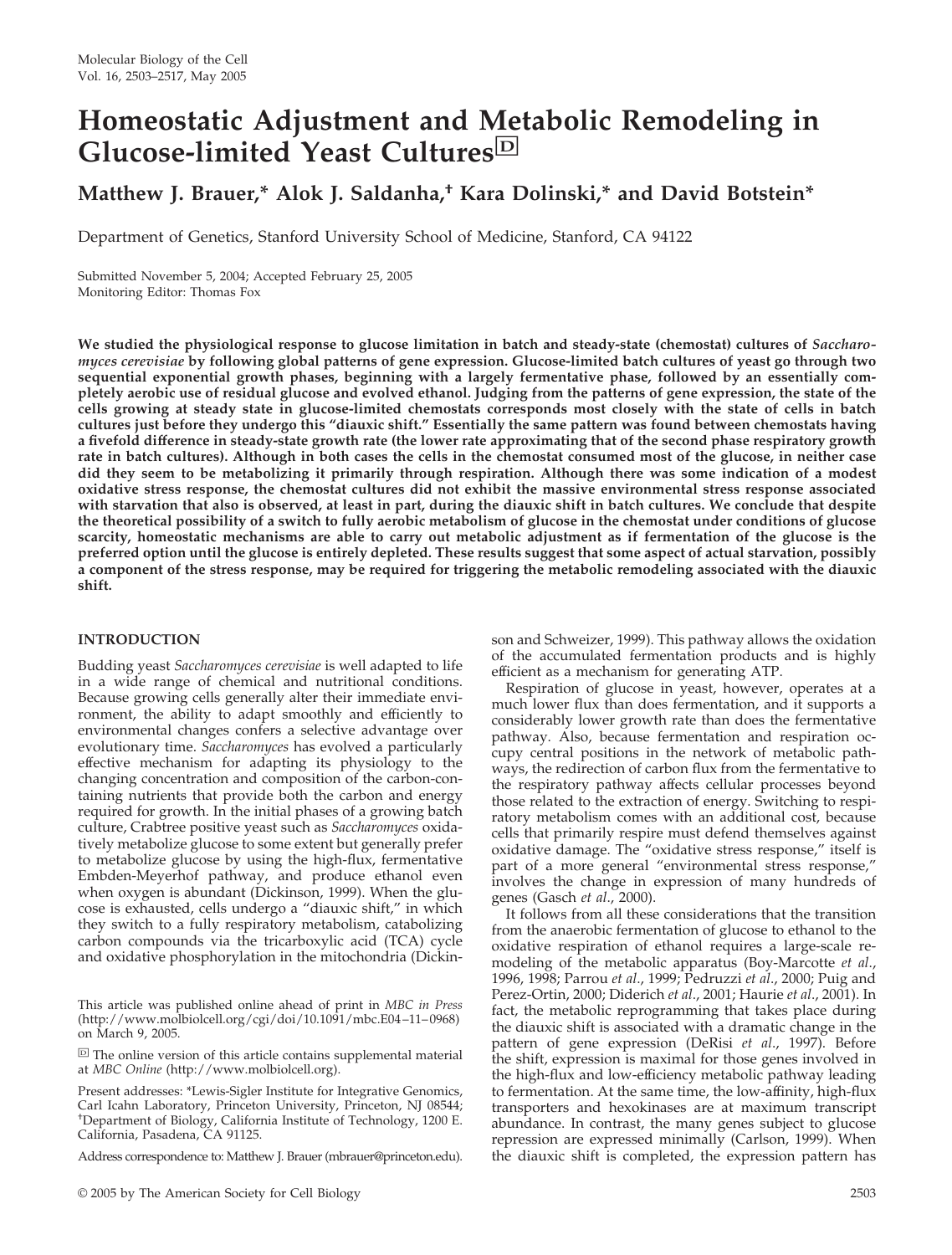# Homeostatic Adjustment and Metabolic Remodeling in Glucose-limited Yeast Cultures

**Matthew J. Brauer,* Alok J. Saldanha,† Kara Dolinski,* and David Botstein***

Department of Genetics, Stanford University School of Medicine, Stanford, CA 94122

Submitted November 5, 2004; Accepted February 25, 2005
Monitoring Editor: Thomas Fox

**We studied the physiological response to glucose limitation in batch and steady-state (chemostat) cultures of *Saccharomyces cerevisiae* by following global patterns of gene expression. Glucose-limited batch cultures of yeast go through two sequential exponential growth phases, beginning with a largely fermentative phase, followed by an essentially completely aerobic use of residual glucose and evolved ethanol. Judging from the patterns of gene expression, the state of the cells growing at steady state in glucose-limited chemostats corresponds most closely with the state of cells in batch cultures just before they undergo this "diauxic shift." Essentially the same pattern was found between chemostats having a fivefold difference in steady-state growth rate (the lower rate approximating that of the second phase respiratory growth rate in batch cultures). Although in both cases the cells in the chemostat consumed most of the glucose, in neither case did they seem to be metabolizing it primarily through respiration. Although there was some indication of a modest oxidative stress response, the chemostat cultures did not exhibit the massive environmental stress response associated with starvation that also is observed, at least in part, during the diauxic shift in batch cultures. We conclude that despite the theoretical possibility of a switch to fully aerobic metabolism of glucose in the chemostat under conditions of glucose scarcity, homeostatic mechanisms are able to carry out metabolic adjustment as if fermentation of the glucose is the preferred option until the glucose is entirely depleted. These results suggest that some aspect of actual starvation, possibly a component of the stress response, may be required for triggering the metabolic remodeling associated with the diauxic shift.**

## INTRODUCTION

Budding yeast *Saccharomyces cerevisiae* is well adapted to life in a wide range of chemical and nutritional conditions. Because growing cells generally alter their immediate environment, the ability to adapt smoothly and efficiently to environmental changes confers a selective advantage over evolutionary time. *Saccharomyces* has evolved a particularly effective mechanism for adapting its physiology to the changing concentration and composition of the carbon-containing nutrients that provide both the carbon and energy required for growth. In the initial phases of a growing batch culture, Crabtree positive yeast such as *Saccharomyces* oxidatively metabolize glucose to some extent but generally prefer to metabolize glucose by using the high-flux, fermentative Embden-Meyerhof pathway, and produce ethanol even when oxygen is abundant (Dickinson, 1999). When the glucose is exhausted, cells undergo a "diauxic shift," in which they switch to a fully respiratory metabolism, catabolizing carbon compounds via the tricarboxylic acid (TCA) cycle and oxidative phosphorylation in the mitochondria (Dickinson and Schweizer, 1999). This pathway allows the oxidation of the accumulated fermentation products and is highly efficient as a mechanism for generating ATP.

Respiration of glucose in yeast, however, operates at a much lower flux than does fermentation, and it supports a considerably lower growth rate than does the fermentative pathway. Also, because fermentation and respiration occupy central positions in the network of metabolic pathways, the redirection of carbon flux from the fermentative to the respiratory pathway affects cellular processes beyond those related to the extraction of energy. Switching to respiratory metabolism comes with an additional cost, because cells that primarily respire must defend themselves against oxidative damage. The "oxidative stress response," itself is part of a more general "environmental stress response," involves the change in expression of many hundreds of genes (Gasch *et al*., 2000).

It follows from all these considerations that the transition from the anaerobic fermentation of glucose to ethanol to the oxidative respiration of ethanol requires a large-scale remodeling of the metabolic apparatus (Boy-Marcotte *et al*., 1996, 1998; Parrou *et al*., 1999; Pedruzzi *et al*., 2000; Puig and Perez-Ortin, 2000; Diderich *et al*., 2001; Haurie *et al*., 2001). In fact, the metabolic reprogramming that takes place during the diauxic shift is associated with a dramatic change in the pattern of gene expression (DeRisi *et al*., 1997). Before the shift, expression is maximal for those genes involved in the high-flux and low-efficiency metabolic pathway leading to fermentation. At the same time, the low-affinity, high-flux transporters and hexokinases are at maximum transcript abundance. In contrast, the many genes subject to glucose repression are expressed minimally (Carlson, 1999). When the diauxic shift is completed, the expression pattern has

This article was published online ahead of print in *MBC in Press* (http://www.molbiolcell.org/cgi/doi/10.1091/mbc.E04–11–0968) on March 9, 2005.

The online version of this article contains supplemental material at *MBC Online* (http://www.molbiolcell.org).

Present addresses: *Lewis-Sigler Institute for Integrative Genomics, Carl Icahn Laboratory, Princeton University, Princeton, NJ 08544; †Department of Biology, California Institute of Technology, 1200 E. California, Pasadena, CA 91125.

Address correspondence to: Matthew J. Brauer (mbrauer@princeton.edu).

© 2005 by The American Society for Cell Biology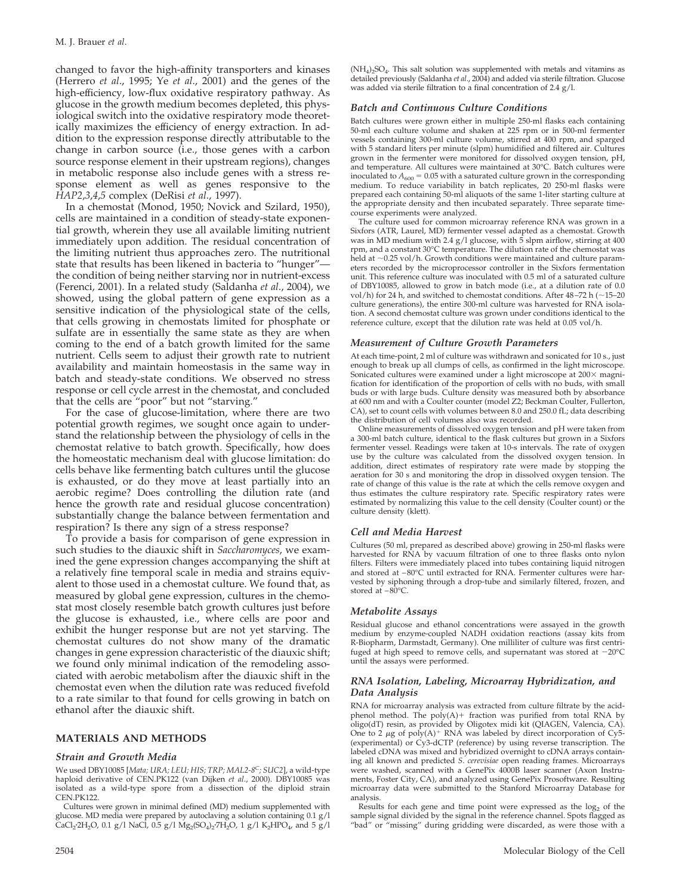changed to favor the high-affinity transporters and kinases (Herrero *et al*., 1995; Ye *et al*., 2001) and the genes of the high-efficiency, low-flux oxidative respiratory pathway. As glucose in the growth medium becomes depleted, this physiological switch into the oxidative respiratory mode theoretically maximizes the efficiency of energy extraction. In addition to the expression response directly attributable to the change in carbon source (i.e., those genes with a carbon source response element in their upstream regions), changes in metabolic response also include genes with a stress response element as well as genes responsive to the *HAP2,3,4,5* complex (DeRisi *et al*., 1997).

In a chemostat (Monod, 1950; Novick and Szilard, 1950), cells are maintained in a condition of steady-state exponential growth, wherein they use all available limiting nutrient immediately upon addition. The residual concentration of the limiting nutrient thus approaches zero. The nutritional state that results has been likened in bacteria to "hunger"—the condition of being neither starving nor in nutrient-excess (Ferenci, 2001). In a related study (Saldanha *et al*., 2004), we showed, using the global pattern of gene expression as a sensitive indication of the physiological state of the cells, that cells growing in chemostats limited for phosphate or sulfate are in essentially the same state as they are when coming to the end of a batch growth limited for the same nutrient. Cells seem to adjust their growth rate to nutrient availability and maintain homeostasis in the same way in batch and steady-state conditions. We observed no stress response or cell cycle arrest in the chemostat, and concluded that the cells are "poor" but not "starving."

For the case of glucose-limitation, where there are two potential growth regimes, we sought once again to understand the relationship between the physiology of cells in the chemostat relative to batch growth. Specifically, how does the homeostatic mechanism deal with glucose limitation: do cells behave like fermenting batch cultures until the glucose is exhausted, or do they move at least partially into an aerobic regime? Does controlling the dilution rate (and hence the growth rate and residual glucose concentration) substantially change the balance between fermentation and respiration? Is there any sign of a stress response?

To provide a basis for comparison of gene expression in such studies to the diauxic shift in *Saccharomyces*, we examined the gene expression changes accompanying the shift at a relatively fine temporal scale in media and strains equivalent to those used in a chemostat culture. We found that, as measured by global gene expression, cultures in the chemostat most closely resemble batch growth cultures just before the glucose is exhausted, i.e., where cells are poor and exhibit the hunger response but are not yet starving. The chemostat cultures do not show many of the dramatic changes in gene expression characteristic of the diauxic shift; we found only minimal indication of the remodeling associated with aerobic metabolism after the diauxic shift in the chemostat even when the dilution rate was reduced fivefold to a rate similar to that found for cells growing in batch on ethanol after the diauxic shift.

## MATERIALS AND METHODS

### Strain and Growth Media

We used DBY10085 [*Mata; URA; LEU; HIS; TRP; MAL2-8$^C$; SUC2*], a wild-type haploid derivative of CEN.PK122 (van Dijken *et al*., 2000). DBY10085 was isolated as a wild-type spore from a dissection of the diploid strain CEN.PK122.

Cultures were grown in minimal defined (MD) medium supplemented with glucose. MD media were prepared by autoclaving a solution containing 0.1 g/l $CaCl_2{\cdot}2H_2O$, 0.1 g/l NaCl, 0.5 g/l $Mg_2(SO_4){\cdot}7H_2O$, 1 g/l $K_2HPO_4$, and 5 g/l $(NH_4)_2SO_4$. This salt solution was supplemented with metals and vitamins as detailed previously (Saldanha *et al*., 2004) and added via sterile filtration. Glucose was added via sterile filtration to a final concentration of 2.4 g/l.

### Batch and Continuous Culture Conditions

Batch cultures were grown either in multiple 250-ml flasks each containing 50-ml each culture volume and shaken at 225 rpm or in 500-ml fermenter vessels containing 300-ml culture volume, stirred at 400 rpm, and sparged with 5 standard liters per minute (slpm) humidified and filtered air. Cultures grown in the fermenter were monitored for dissolved oxygen tension, pH, and temperature. All cultures were maintained at 30°C. Batch cultures were inoculated to $A_{600}$ = 0.05 with a saturated culture grown in the corresponding medium. To reduce variability in batch replicates, 20 250-ml flasks were prepared each containing 50-ml aliquots of the same 1-liter starting culture at the appropriate density and then incubated separately. Three separate time-course experiments were analyzed.

The culture used for common microarray reference RNA was grown in a Sixfors (ATR, Laurel, MD) fermenter vessel adapted as a chemostat. Growth was in MD medium with 2.4 g/l glucose, with 5 slpm airflow, stirring at 400 rpm, and a constant 30°C temperature. The dilution rate of the chemostat was held at ~0.25 vol/h. Growth conditions were maintained and culture parameters recorded by the microprocessor controller in the Sixfors fermentation unit. This reference culture was inoculated with 0.5 ml of a saturated culture of DBY10085, allowed to grow in batch mode (i.e., at a dilution rate of 0.0 vol/h) for 24 h, and switched to chemostat conditions. After 48–72 h (~15–20 culture generations), the entire 300-ml culture was harvested for RNA isolation. A second chemostat culture was grown under conditions identical to the reference culture, except that the dilution rate was held at 0.05 vol/h.

### Measurement of Culture Growth Parameters

At each time-point, 2 ml of culture was withdrawn and sonicated for 10 s., just enough to break up all clumps of cells, as confirmed in the light microscope. Sonicated cultures were examined under a light microscope at 200× magnification for identification of the proportion of cells with no buds, with small buds or with large buds. Culture density was measured both by absorbance at 600 nm and with a Coulter counter (model Z2; Beckman Coulter, Fullerton, CA), set to count cells with volumes between 8.0 and 250.0 fL; data describing the distribution of cell volumes also was recorded.

Online measurements of dissolved oxygen tension and pH were taken from a 300-ml batch culture, identical to the flask cultures but grown in a Sixfors fermenter vessel. Readings were taken at 10-s intervals. The rate of oxygen use by the culture was calculated from the dissolved oxygen tension. In addition, direct estimates of respiratory rate were made by stopping the aeration for 30 s and monitoring the drop in dissolved oxygen tension. The rate of change of this value is the rate at which the cells remove oxygen and thus estimates the culture respiratory rate. Specific respiratory rates were estimated by normalizing this value to the cell density (Coulter count) or the culture density (klett).

### Cell and Media Harvest

Cultures (50 ml, prepared as described above) growing in 250-ml flasks were harvested for RNA by vacuum filtration of one to three flasks onto nylon filters. Filters were immediately placed into tubes containing liquid nitrogen and stored at −80°C until extracted for RNA. Fermenter cultures were harvested by siphoning through a drop-tube and similarly filtered, frozen, and stored at −80°C.

### Metabolite Assays

Residual glucose and ethanol concentrations were assayed in the growth medium by enzyme-coupled NADH oxidation reactions (assay kits from R-Biopharm, Darmstadt, Germany). One milliliter of culture was first centrifuged at high speed to remove cells, and supernatant was stored at −20°C until the assays were performed.

### RNA Isolation, Labeling, Microarray Hybridization, and Data Analysis

RNA for microarray analysis was extracted from culture filtrate by the acid-phenol method. The poly(A)+ fraction was purified from total RNA by oligo(dT) resin, as provided by Oligotex midi kit (QIAGEN, Valencia, CA). One to 2 μg of poly(A)$^+$ RNA was labeled by direct incorporation of Cy5- (experimental) or Cy3-dCTP (reference) by using reverse transcription. The labeled cDNA was mixed and hybridized overnight to cDNA arrays containing all known and predicted *S. cerevisiae* open reading frames. Microarrays were washed, scanned with a GenePix 4000B laser scanner (Axon Instruments, Foster City, CA), and analyzed using GenePix Prosoftware. Resulting microarray data were submitted to the Stanford Microarray Database for analysis.

Results for each gene and time point were expressed as the $\log_2$ of the sample signal divided by the signal in the reference channel. Spots flagged as "bad" or "missing" during gridding were discarded, as were those with a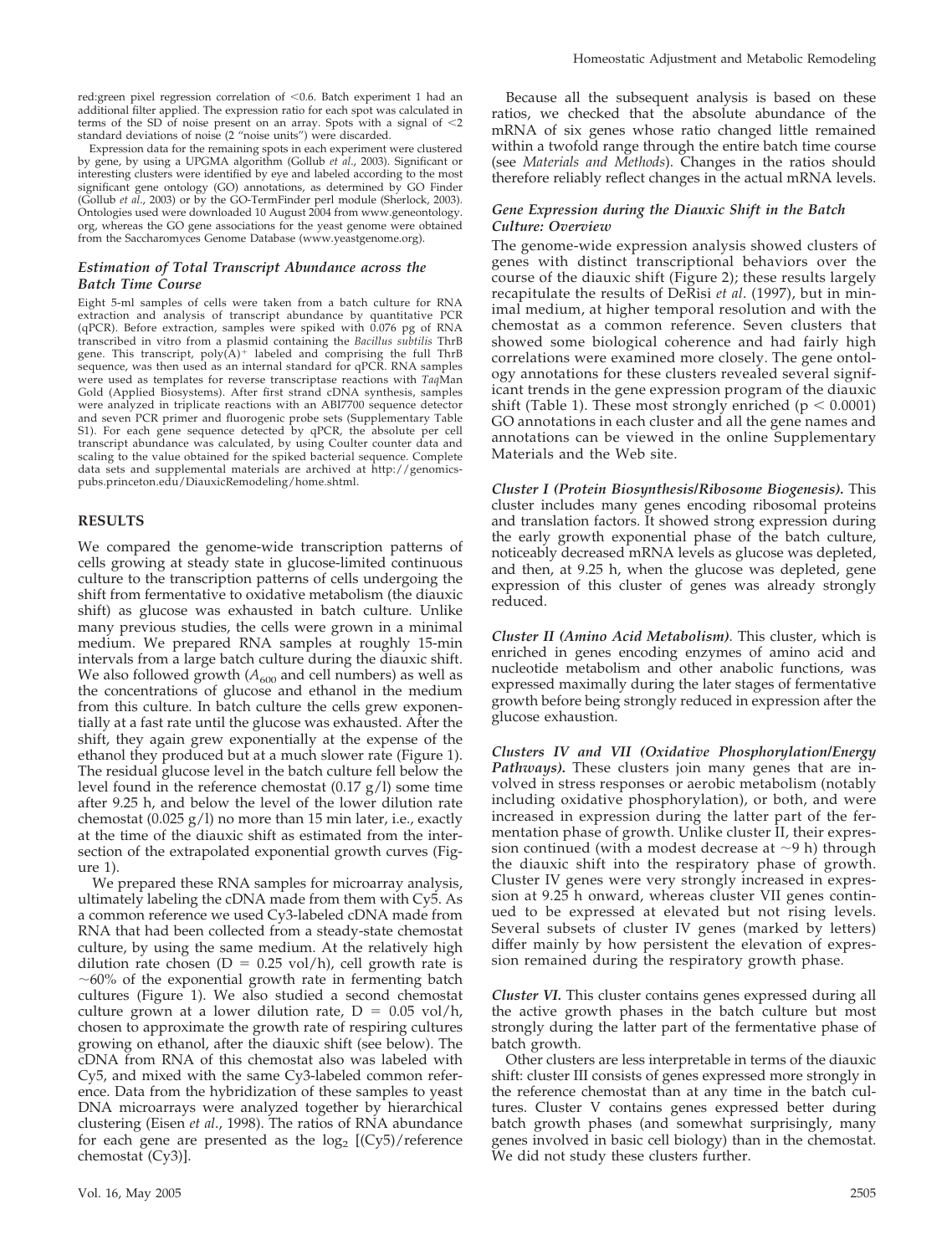red:green pixel regression correlation of <0.6. Batch experiment 1 had an additional filter applied. The expression ratio for each spot was calculated in terms of the SD of noise present on an array. Spots with a signal of <2 standard deviations of noise (2 "noise units") were discarded.

Expression data for the remaining spots in each experiment were clustered by gene, by using a UPGMA algorithm (Gollub *et al.*, 2003). Significant or interesting clusters were identified by eye and labeled according to the most significant gene ontology (GO) annotations, as determined by GO Finder (Gollub *et al.*, 2003) or by the GO-TermFinder perl module (Sherlock, 2003). Ontologies used were downloaded 10 August 2004 from www.geneontology.org, whereas the GO gene associations for the yeast genome were obtained from the Saccharomyces Genome Database (www.yeastgenome.org).

### *Estimation of Total Transcript Abundance across the Batch Time Course*

Eight 5-ml samples of cells were taken from a batch culture for RNA extraction and analysis of transcript abundance by quantitative PCR (qPCR). Before extraction, samples were spiked with 0.076 pg of RNA transcribed in vitro from a plasmid containing the *Bacillus subtilis* ThrB gene. This transcript, poly(A)$^+$ labeled and comprising the full ThrB sequence, was then used as an internal standard for qPCR. RNA samples were used as templates for reverse transcriptase reactions with *Taq*Man Gold (Applied Biosystems). After first strand cDNA synthesis, samples were analyzed in triplicate reactions with an ABI7700 sequence detector and seven PCR primer and fluorogenic probe sets (Supplementary Table S1). For each gene sequence detected by qPCR, the absolute per cell transcript abundance was calculated, by using Coulter counter data and scaling to the value obtained for the spiked bacterial sequence. Complete data sets and supplemental materials are archived at http://genomics-pubs.princeton.edu/DiauxicRemodeling/home.shtml.

## RESULTS

We compared the genome-wide transcription patterns of cells growing at steady state in glucose-limited continuous culture to the transcription patterns of cells undergoing the shift from fermentative to oxidative metabolism (the diauxic shift) as glucose was exhausted in batch culture. Unlike many previous studies, the cells were grown in a minimal medium. We prepared RNA samples at roughly 15-min intervals from a large batch culture during the diauxic shift. We also followed growth ($A_{600}$ and cell numbers) as well as the concentrations of glucose and ethanol in the medium from this culture. In batch culture the cells grew exponentially at a fast rate until the glucose was exhausted. After the shift, they again grew exponentially at the expense of the ethanol they produced but at a much slower rate (Figure 1). The residual glucose level in the batch culture fell below the level found in the reference chemostat (0.17 g/l) some time after 9.25 h, and below the level of the lower dilution rate chemostat (0.025 g/l) no more than 15 min later, i.e., exactly at the time of the diauxic shift as estimated from the intersection of the extrapolated exponential growth curves (Figure 1).

We prepared these RNA samples for microarray analysis, ultimately labeling the cDNA made from them with Cy5. As a common reference we used Cy3-labeled cDNA made from RNA that had been collected from a steady-state chemostat culture, by using the same medium. At the relatively high dilution rate chosen (D = 0.25 vol/h), cell growth rate is ~60% of the exponential growth rate in fermenting batch cultures (Figure 1). We also studied a second chemostat culture grown at a lower dilution rate, D = 0.05 vol/h, chosen to approximate the growth rate of respiring cultures growing on ethanol, after the diauxic shift (see below). The cDNA from RNA of this chemostat also was labeled with Cy5, and mixed with the same Cy3-labeled common reference. Data from the hybridization of these samples to yeast DNA microarrays were analyzed together by hierarchical clustering (Eisen *et al.*, 1998). The ratios of RNA abundance for each gene are presented as the $\log_2$ [(Cy5)/reference chemostat (Cy3)].

Because all the subsequent analysis is based on these ratios, we checked that the absolute abundance of the mRNA of six genes whose ratio changed little remained within a twofold range through the entire batch time course (see *Materials and Methods*). Changes in the ratios should therefore reliably reflect changes in the actual mRNA levels.

### *Gene Expression during the Diauxic Shift in the Batch Culture: Overview*

The genome-wide expression analysis showed clusters of genes with distinct transcriptional behaviors over the course of the diauxic shift (Figure 2); these results largely recapitulate the results of DeRisi *et al.* (1997), but in minimal medium, at higher temporal resolution and with the chemostat as a common reference. Seven clusters that showed some biological coherence and had fairly high correlations were examined more closely. The gene ontology annotations for these clusters revealed several significant trends in the gene expression program of the diauxic shift (Table 1). These most strongly enriched ($p < 0.0001$) GO annotations in each cluster and all the gene names and annotations can be viewed in the online Supplementary Materials and the Web site.

***Cluster I (Protein Biosynthesis/Ribosome Biogenesis).*** This cluster includes many genes encoding ribosomal proteins and translation factors. It showed strong expression during the early growth exponential phase of the batch culture, noticeably decreased mRNA levels as glucose was depleted, and then, at 9.25 h, when the glucose was depleted, gene expression of this cluster of genes was already strongly reduced.

***Cluster II (Amino Acid Metabolism).*** This cluster, which is enriched in genes encoding enzymes of amino acid and nucleotide metabolism and other anabolic functions, was expressed maximally during the later stages of fermentative growth before being strongly reduced in expression after the glucose exhaustion.

***Clusters IV and VII (Oxidative Phosphorylation/Energy Pathways).*** These clusters join many genes that are involved in stress responses or aerobic metabolism (notably including oxidative phosphorylation), or both, and were increased in expression during the latter part of the fermentation phase of growth. Unlike cluster II, their expression continued (with a modest decrease at ~9 h) through the diauxic shift into the respiratory phase of growth. Cluster IV genes were very strongly increased in expression at 9.25 h onward, whereas cluster VII genes continued to be expressed at elevated but not rising levels. Several subsets of cluster IV genes (marked by letters) differ mainly by how persistent the elevation of expression remained during the respiratory growth phase.

***Cluster VI.*** This cluster contains genes expressed during all the active growth phases in the batch culture but most strongly during the latter part of the fermentative phase of batch growth.

Other clusters are less interpretable in terms of the diauxic shift: cluster III consists of genes expressed more strongly in the reference chemostat than at any time in the batch cultures. Cluster V contains genes expressed better during batch growth phases (and somewhat surprisingly, many genes involved in basic cell biology) than in the chemostat. We did not study these clusters further.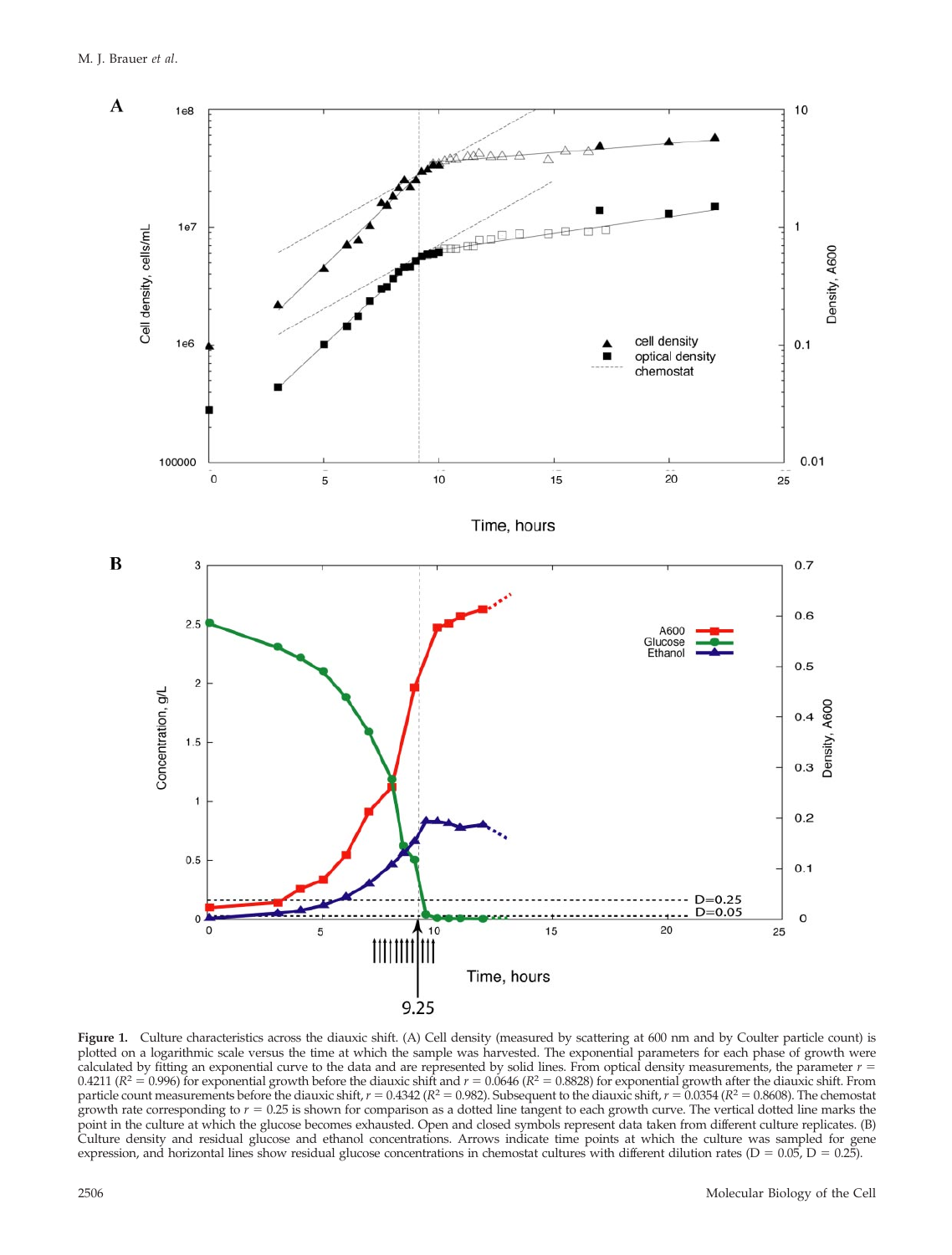**Figure 1.** Culture characteristics across the diauxic shift. (A) Cell density (measured by scattering at 600 nm and by Coulter particle count) is plotted on a logarithmic scale versus the time at which the sample was harvested. The exponential parameters for each phase of growth were calculated by fitting an exponential curve to the data and are represented by solid lines. From optical density measurements, the parameter $r = 0.4211$ ($R^2 = 0.996$) for exponential growth before the diauxic shift and $r = 0.0646$ ($R^2 = 0.8828$) for exponential growth after the diauxic shift. From particle count measurements before the diauxic shift, $r = 0.4342$ ($R^2 = 0.982$). Subsequent to the diauxic shift, $r = 0.0354$ ($R^2 = 0.8608$). The chemostat growth rate corresponding to $r = 0.25$ is shown for comparison as a dotted line tangent to each growth curve. The vertical dotted line marks the point in the culture at which the glucose becomes exhausted. Open and closed symbols represent data taken from different culture replicates. (B) Culture density and residual glucose and ethanol concentrations. Arrows indicate time points at which the culture was sampled for gene expression, and horizontal lines show residual glucose concentrations in chemostat cultures with different dilution rates ($D = 0.05$, $D = 0.25$).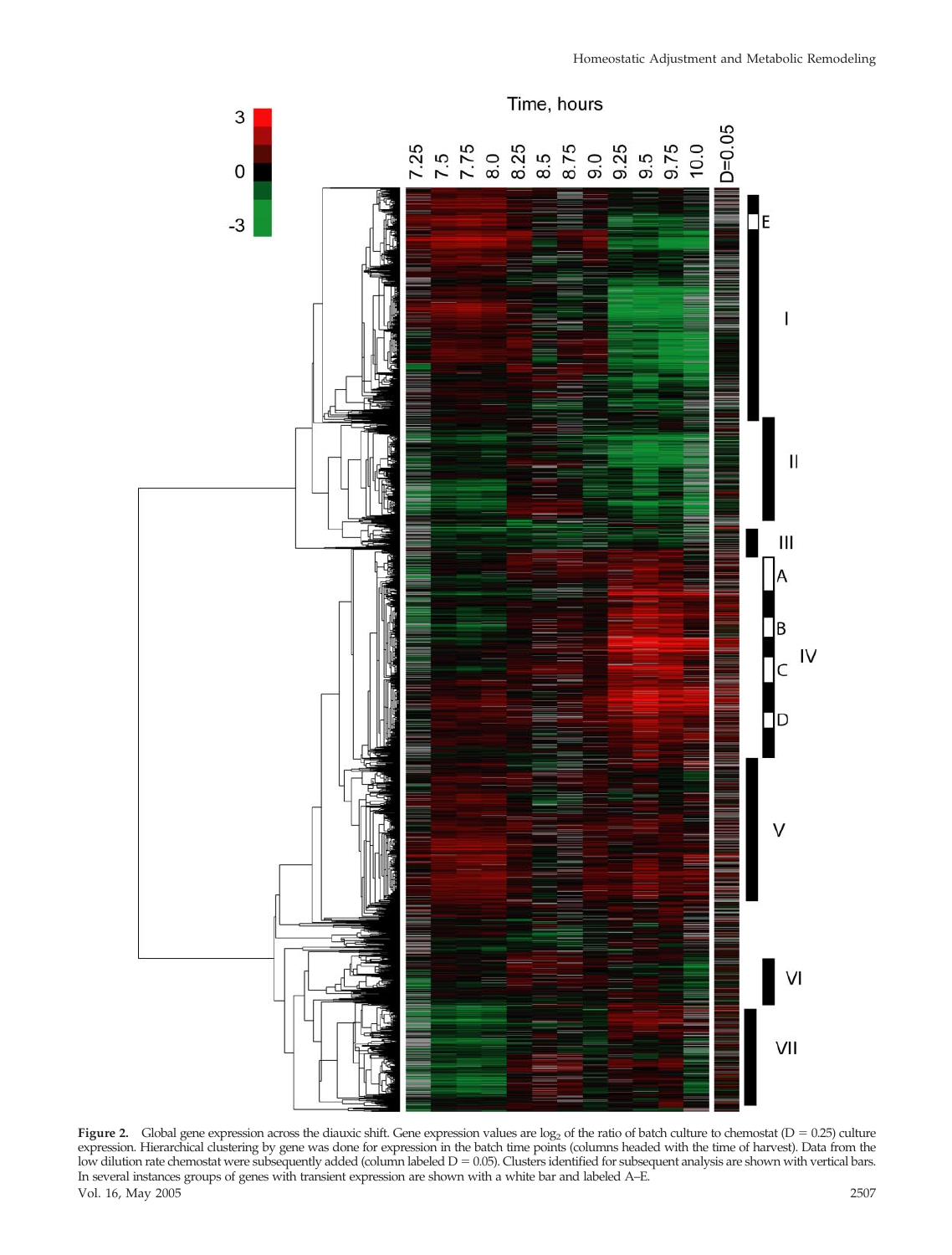**Figure 2.** Global gene expression across the diauxic shift. Gene expression values are $\log_2$ of the ratio of batch culture to chemostat (D = 0.25) culture expression. Hierarchical clustering by gene was done for expression in the batch time points (columns headed with the time of harvest). Data from the low dilution rate chemostat were subsequently added (column labeled D = 0.05). Clusters identified for subsequent analysis are shown with vertical bars. In several instances groups of genes with transient expression are shown with a white bar and labeled A–E.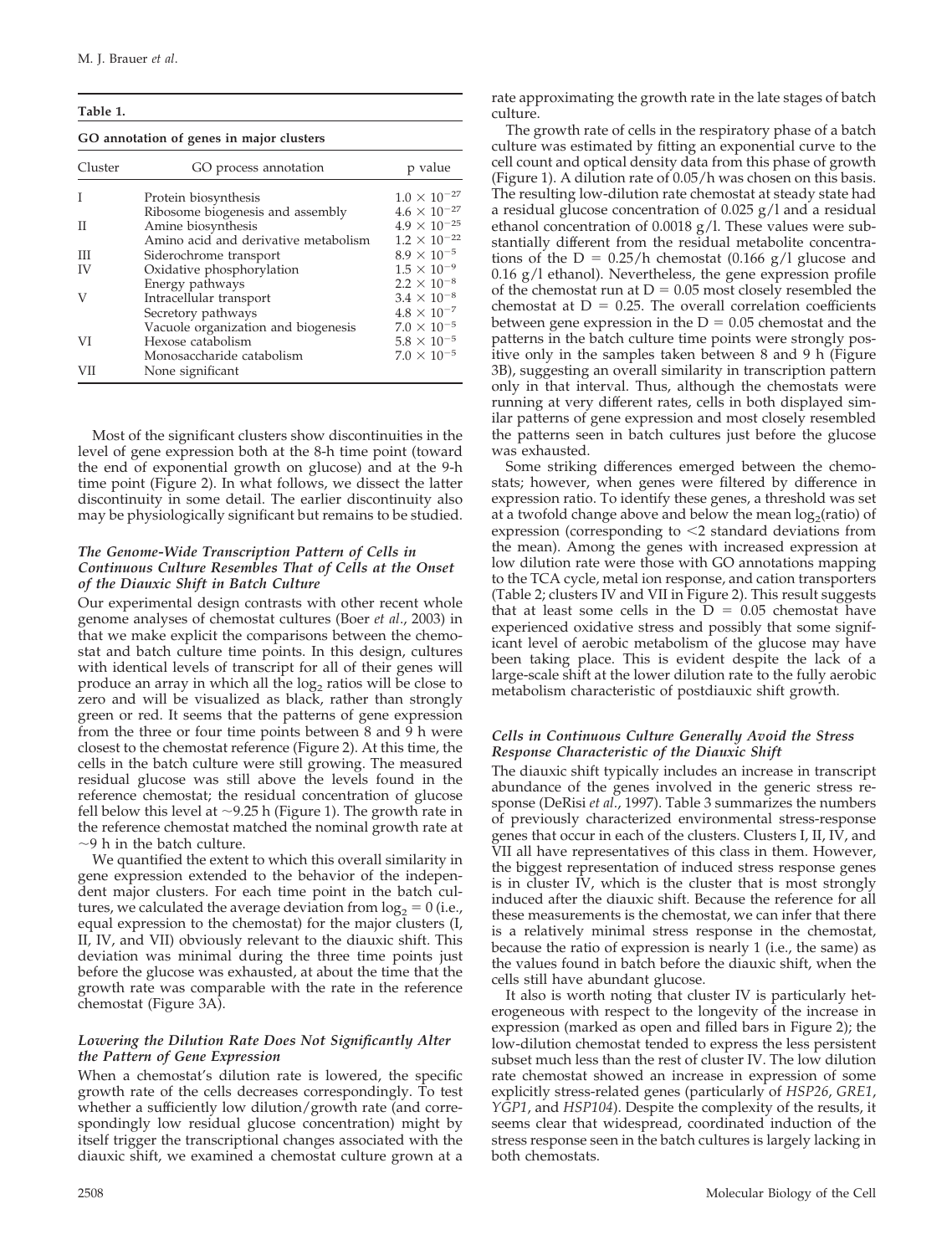**Table 1.**

**GO annotation of genes in major clusters**

| Cluster | GO process annotation | p value |
|---|---|---|
| I | Protein biosynthesis | $1.0 \times 10^{-27}$ |
| | Ribosome biogenesis and assembly | $4.6 \times 10^{-27}$ |
| II | Amine biosynthesis | $4.9 \times 10^{-25}$ |
| | Amino acid and derivative metabolism | $1.2 \times 10^{-22}$ |
| III | Siderochrome transport | $8.9 \times 10^{-5}$ |
| IV | Oxidative phosphorylation | $1.5 \times 10^{-9}$ |
| | Energy pathways | $2.2 \times 10^{-8}$ |
| V | Intracellular transport | $3.4 \times 10^{-8}$ |
| | Secretory pathways | $4.8 \times 10^{-7}$ |
| | Vacuole organization and biogenesis | $7.0 \times 10^{-5}$ |
| VI | Hexose catabolism | $5.8 \times 10^{-5}$ |
| | Monosaccharide catabolism | $7.0 \times 10^{-5}$ |
| VII | None significant | |

Most of the significant clusters show discontinuities in the level of gene expression both at the 8-h time point (toward the end of exponential growth on glucose) and at the 9-h time point (Figure 2). In what follows, we dissect the latter discontinuity in some detail. The earlier discontinuity also may be physiologically significant but remains to be studied.

### *The Genome-Wide Transcription Pattern of Cells in Continuous Culture Resembles That of Cells at the Onset of the Diauxic Shift in Batch Culture*

Our experimental design contrasts with other recent whole genome analyses of chemostat cultures (Boer *et al*., 2003) in that we make explicit the comparisons between the chemostat and batch culture time points. In this design, cultures with identical levels of transcript for all of their genes will produce an array in which all the $\log_2$ ratios will be close to zero and will be visualized as black, rather than strongly green or red. It seems that the patterns of gene expression from the three or four time points between 8 and 9 h were closest to the chemostat reference (Figure 2). At this time, the cells in the batch culture were still growing. The measured residual glucose was still above the levels found in the reference chemostat; the residual concentration of glucose fell below this level at ~9.25 h (Figure 1). The growth rate in the reference chemostat matched the nominal growth rate at ~9 h in the batch culture.

We quantified the extent to which this overall similarity in gene expression extended to the behavior of the independent major clusters. For each time point in the batch cultures, we calculated the average deviation from $\log_2 = 0$ (i.e., equal expression to the chemostat) for the major clusters (I, II, IV, and VII) obviously relevant to the diauxic shift. This deviation was minimal during the three time points just before the glucose was exhausted, at about the time that the growth rate was comparable with the rate in the reference chemostat (Figure 3A).

### *Lowering the Dilution Rate Does Not Significantly Alter the Pattern of Gene Expression*

When a chemostat's dilution rate is lowered, the specific growth rate of the cells decreases correspondingly. To test whether a sufficiently low dilution/growth rate (and correspondingly low residual glucose concentration) might by itself trigger the transcriptional changes associated with the diauxic shift, we examined a chemostat culture grown at a rate approximating the growth rate in the late stages of batch culture.

The growth rate of cells in the respiratory phase of a batch culture was estimated by fitting an exponential curve to the cell count and optical density data from this phase of growth (Figure 1). A dilution rate of 0.05/h was chosen on this basis. The resulting low-dilution rate chemostat at steady state had a residual glucose concentration of 0.025 g/l and a residual ethanol concentration of 0.0018 g/l. These values were substantially different from the residual metabolite concentrations of the D = 0.25/h chemostat (0.166 g/l glucose and 0.16 g/l ethanol). Nevertheless, the gene expression profile of the chemostat run at D = 0.05 most closely resembled the chemostat at D = 0.25. The overall correlation coefficients between gene expression in the D = 0.05 chemostat and the patterns in the batch culture time points were strongly positive only in the samples taken between 8 and 9 h (Figure 3B), suggesting an overall similarity in transcription pattern only in that interval. Thus, although the chemostats were running at very different rates, cells in both displayed similar patterns of gene expression and most closely resembled the patterns seen in batch cultures just before the glucose was exhausted.

Some striking differences emerged between the chemostats; however, when genes were filtered by difference in expression ratio. To identify these genes, a threshold was set at a twofold change above and below the mean $\log_2$(ratio) of expression (corresponding to <2 standard deviations from the mean). Among the genes with increased expression at low dilution rate were those with GO annotations mapping to the TCA cycle, metal ion response, and cation transporters (Table 2; clusters IV and VII in Figure 2). This result suggests that at least some cells in the D = 0.05 chemostat have experienced oxidative stress and possibly that some significant level of aerobic metabolism of the glucose may have been taking place. This is evident despite the lack of a large-scale shift at the lower dilution rate to the fully aerobic metabolism characteristic of postdiauxic shift growth.

### *Cells in Continuous Culture Generally Avoid the Stress Response Characteristic of the Diauxic Shift*

The diauxic shift typically includes an increase in transcript abundance of the genes involved in the generic stress response (DeRisi *et al*., 1997). Table 3 summarizes the numbers of previously characterized environmental stress-response genes that occur in each of the clusters. Clusters I, II, IV, and VII all have representatives of this class in them. However, the biggest representation of induced stress response genes is in cluster IV, which is the cluster that is most strongly induced after the diauxic shift. Because the reference for all these measurements is the chemostat, we can infer that there is a relatively minimal stress response in the chemostat, because the ratio of expression is nearly 1 (i.e., the same) as the values found in batch before the diauxic shift, when the cells still have abundant glucose.

It also is worth noting that cluster IV is particularly heterogeneous with respect to the longevity of the increase in expression (marked as open and filled bars in Figure 2); the low-dilution chemostat tended to express the less persistent subset much less than the rest of cluster IV. The low dilution rate chemostat showed an increase in expression of some explicitly stress-related genes (particularly of *HSP26*, *GRE1*, *YGP1*, and *HSP104*). Despite the complexity of the results, it seems clear that widespread, coordinated induction of the stress response seen in the batch cultures is largely lacking in both chemostats.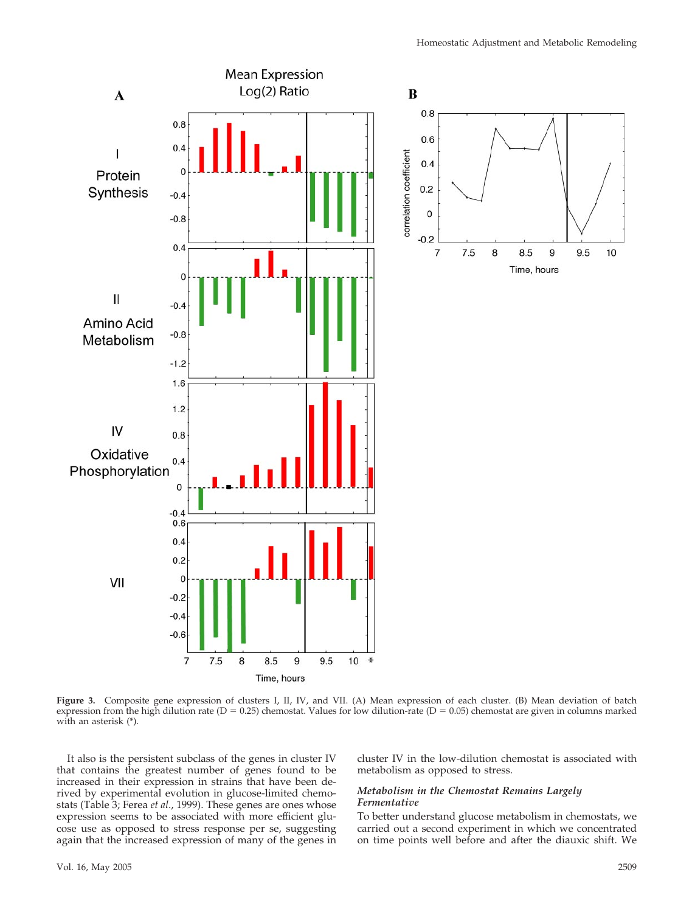Figure 3. Composite gene expression of clusters I, II, IV, and VII. (A) Mean expression of each cluster. (B) Mean deviation of batch expression from the high dilution rate (D = 0.25) chemostat. Values for low dilution-rate (D = 0.05) chemostat are given in columns marked with an asterisk (*).

It also is the persistent subclass of the genes in cluster IV that contains the greatest number of genes found to be increased in their expression in strains that have been derived by experimental evolution in glucose-limited chemostats (Table 3; Ferea *et al.*, 1999). These genes are ones whose expression seems to be associated with more efficient glucose use as opposed to stress response per se, suggesting again that the increased expression of many of the genes in cluster IV in the low-dilution chemostat is associated with metabolism as opposed to stress.

### *Metabolism in the Chemostat Remains Largely Fermentative*

To better understand glucose metabolism in chemostats, we carried out a second experiment in which we concentrated on time points well before and after the diauxic shift. We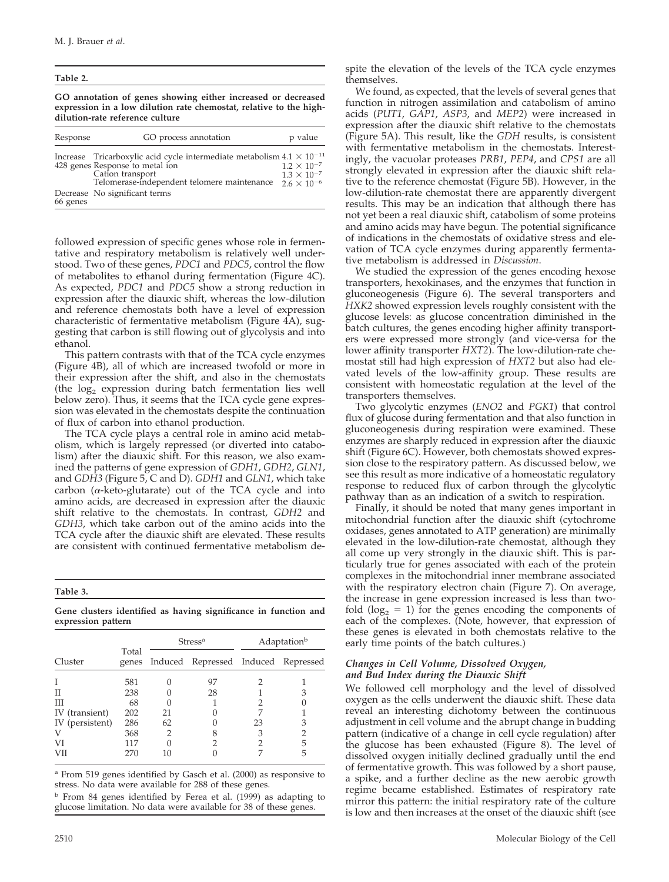**Table 2.**

**GO annotation of genes showing either increased or decreased expression in a low dilution rate chemostat, relative to the high-dilution-rate reference culture**

| Response | GO process annotation | p value |
|---|---|---|
| Increase 428 genes | Tricarboxylic acid cycle intermediate metabolism | $4.1 \times 10^{-11}$ |
| | Response to metal ion | $1.2 \times 10^{-7}$ |
| | Cation transport | $1.3 \times 10^{-7}$ |
| | Telomerase-independent telomere maintenance | $2.6 \times 10^{-6}$ |
| Decrease 66 genes | No significant terms | |

followed expression of specific genes whose role in fermentative and respiratory metabolism is relatively well understood. Two of these genes, *PDC1* and *PDC5*, control the flow of metabolites to ethanol during fermentation (Figure 4C). As expected, *PDC1* and *PDC5* show a strong reduction in expression after the diauxic shift, whereas the low-dilution and reference chemostats both have a level of expression characteristic of fermentative metabolism (Figure 4A), suggesting that carbon is still flowing out of glycolysis and into ethanol.

This pattern contrasts with that of the TCA cycle enzymes (Figure 4B), all of which are increased twofold or more in their expression after the shift, and also in the chemostats (the $\log_2$ expression during batch fermentation lies well below zero). Thus, it seems that the TCA cycle gene expression was elevated in the chemostats despite the continuation of flux of carbon into ethanol production.

The TCA cycle plays a central role in amino acid metabolism, which is largely repressed (or diverted into catabolism) after the diauxic shift. For this reason, we also examined the patterns of gene expression of *GDH1*, *GDH2*, *GLN1*, and *GDH3* (Figure 5, C and D). *GDH1* and *GLN1*, which take carbon ($\alpha$-keto-glutarate) out of the TCA cycle and into amino acids, are decreased in expression after the diauxic shift relative to the chemostats. In contrast, *GDH2* and *GDH3*, which take carbon out of the amino acids into the TCA cycle after the diauxic shift are elevated. These results are consistent with continued fermentative metabolism despite the elevation of the levels of the TCA cycle enzymes themselves.

**Table 3.**

**Gene clusters identified as having significance in function and expression pattern**

| Cluster | Total genes | Stress[a] Induced | Stress[a] Repressed | Adaptation[b] Induced | Adaptation[b] Repressed |
|---|---|---|---|---|---|
| I | 581 | 0 | 97 | 2 | 1 |
| II | 238 | 0 | 28 | 1 | 3 |
| III | 68 | 0 | 1 | 2 | 0 |
| IV (transient) | 202 | 21 | 0 | 7 | 1 |
| IV (persistent) | 286 | 62 | 0 | 23 | 3 |
| V | 368 | 2 | 8 | 3 | 2 |
| VI | 117 | 0 | 2 | 2 | 5 |
| VII | 270 | 10 | 0 | 7 | 5 |

[a] From 519 genes identified by Gasch et al. (2000) as responsive to stress. No data were available for 288 of these genes.

[b] From 84 genes identified by Ferea et al. (1999) as adapting to glucose limitation. No data were available for 38 of these genes.

We found, as expected, that the levels of several genes that function in nitrogen assimilation and catabolism of amino acids (*PUT1*, *GAP1*, *ASP3*, and *MEP2*) were increased in expression after the diauxic shift relative to the chemostats (Figure 5A). This result, like the *GDH* results, is consistent with fermentative metabolism in the chemostats. Interestingly, the vacuolar proteases *PRB1*, *PEP4*, and *CPS1* are all strongly elevated in expression after the diauxic shift relative to the reference chemostat (Figure 5B). However, in the low-dilution-rate chemostat there are apparently divergent results. This may be an indication that although there has not yet been a real diauxic shift, catabolism of some proteins and amino acids may have begun. The potential significance of indications in the chemostats of oxidative stress and elevation of TCA cycle enzymes during apparently fermentative metabolism is addressed in *Discussion*.

We studied the expression of the genes encoding hexose transporters, hexokinases, and the enzymes that function in gluconeogenesis (Figure 6). The several transporters and *HXK2* showed expression levels roughly consistent with the glucose levels: as glucose concentration diminished in the batch cultures, the genes encoding higher affinity transporters were expressed more strongly (and vice-versa for the lower affinity transporter *HXT2*). The low-dilution-rate chemostat still had high expression of *HXT2* but also had elevated levels of the low-affinity group. These results are consistent with homeostatic regulation at the level of the transporters themselves.

Two glycolytic enzymes (*ENO2* and *PGK1*) that control flux of glucose during fermentation and that also function in gluconeogenesis during respiration were examined. These enzymes are sharply reduced in expression after the diauxic shift (Figure 6C). However, both chemostats showed expression close to the respiratory pattern. As discussed below, we see this result as more indicative of a homeostatic regulatory response to reduced flux of carbon through the glycolytic pathway than as an indication of a switch to respiration.

Finally, it should be noted that many genes important in mitochondrial function after the diauxic shift (cytochrome oxidases, genes annotated to ATP generation) are minimally elevated in the low-dilution-rate chemostat, although they all come up very strongly in the diauxic shift. This is particularly true for genes associated with each of the protein complexes in the mitochondrial inner membrane associated with the respiratory electron chain (Figure 7). On average, the increase in gene expression increased is less than twofold ($\log_2 = 1$) for the genes encoding the components of each of the complexes. (Note, however, that expression of these genes is elevated in both chemostats relative to the early time points of the batch cultures.)

### *Changes in Cell Volume, Dissolved Oxygen, and Bud Index during the Diauxic Shift*

We followed cell morphology and the level of dissolved oxygen as the cells underwent the diauxic shift. These data reveal an interesting dichotomy between the continuous adjustment in cell volume and the abrupt change in budding pattern (indicative of a change in cell cycle regulation) after the glucose has been exhausted (Figure 8). The level of dissolved oxygen initially declined gradually until the end of fermentative growth. This was followed by a short pause, a spike, and a further decline as the new aerobic growth regime became established. Estimates of respiratory rate mirror this pattern: the initial respiratory rate of the culture is low and then increases at the onset of the diauxic shift (see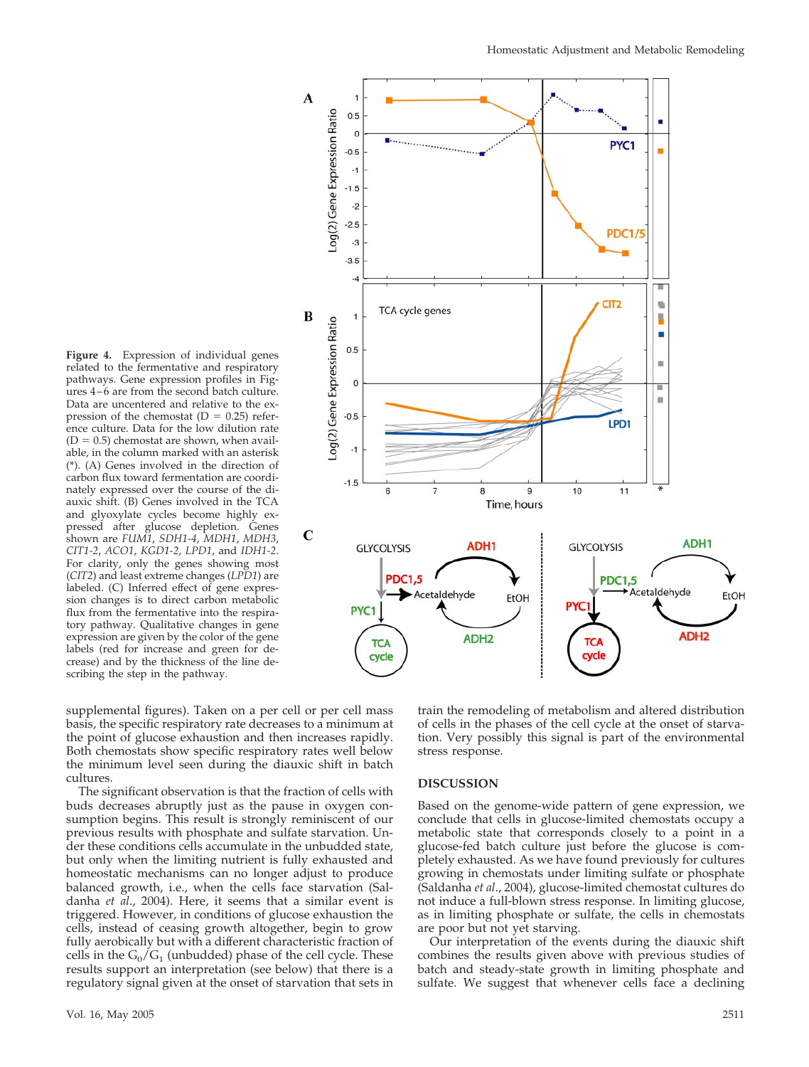A

1
0.5
0
-0.5
-1
-1.5
-2
-2.5
-3
-3.5
-4

Log(2) Gene Expression Ratio

PYC1

PDC1/5

B

TCA cycle genes

CIT2

LPD1

1
0.5
0
-0.5
-1
-1.5

Log(2) Gene Expression Ratio

6 7 8 9 10 11 *

Time, hours

C

GLYCOLYSIS
PDC1,5
ADH1
Acetaldehyde
EtOH
PYC1
ADH2
TCA cycle

GLYCOLYSIS
PDC1,5
ADH1
Acetaldehyde
EtOH
PYC1
ADH2
TCA cycle

**Figure 4.** Expression of individual genes related to the fermentative and respiratory pathways. Gene expression profiles in Figures 4–6 are from the second batch culture. Data are uncentered and relative to the expression of the chemostat (D = 0.25) reference culture. Data for the low dilution rate (D = 0.5) chemostat are shown, when available, in the column marked with an asterisk (*). (A) Genes involved in the direction of carbon flux toward fermentation are coordinately expressed over the course of the diauxic shift. (B) Genes involved in the TCA and glyoxylate cycles become highly expressed after glucose depletion. Genes shown are *FUM1*, *SDH1-4*, *MDH1*, *MDH3*, *CIT1-2*, *ACO1*, *KGD1-2*, *LPD1*, and *IDH1-2*. For clarity, only the genes showing most (*CIT2*) and least extreme changes (*LPD1*) are labeled. (C) Inferred effect of gene expression changes is to direct carbon metabolic flux from the fermentative into the respiratory pathway. Qualitative changes in gene expression are given by the color of the gene labels (red for increase and green for decrease) and by the thickness of the line describing the step in the pathway.

supplemental figures). Taken on a per cell or per cell mass basis, the specific respiratory rate decreases to a minimum at the point of glucose exhaustion and then increases rapidly. Both chemostats show specific respiratory rates well below the minimum level seen during the diauxic shift in batch cultures.

The significant observation is that the fraction of cells with buds decreases abruptly just as the pause in oxygen consumption begins. This result is strongly reminiscent of our previous results with phosphate and sulfate starvation. Under these conditions cells accumulate in the unbudded state, but only when the limiting nutrient is fully exhausted and homeostatic mechanisms can no longer adjust to produce balanced growth, i.e., when the cells face starvation (Saldanha *et al.*, 2004). Here, it seems that a similar event is triggered. However, in conditions of glucose exhaustion the cells, instead of ceasing growth altogether, begin to grow fully aerobically but with a different characteristic fraction of cells in the $G_0/G_1$ (unbudded) phase of the cell cycle. These results support an interpretation (see below) that there is a regulatory signal given at the onset of starvation that sets in train the remodeling of metabolism and altered distribution of cells in the phases of the cell cycle at the onset of starvation. Very possibly this signal is part of the environmental stress response.

## DISCUSSION

Based on the genome-wide pattern of gene expression, we conclude that cells in glucose-limited chemostats occupy a metabolic state that corresponds closely to a point in a glucose-fed batch culture just before the glucose is completely exhausted. As we have found previously for cultures growing in chemostats under limiting sulfate or phosphate (Saldanha *et al.*, 2004), glucose-limited chemostat cultures do not induce a full-blown stress response. In limiting glucose, as in limiting phosphate or sulfate, the cells in chemostats are poor but not yet starving.

Our interpretation of the events during the diauxic shift combines the results given above with previous studies of batch and steady-state growth in limiting phosphate and sulfate. We suggest that whenever cells face a declining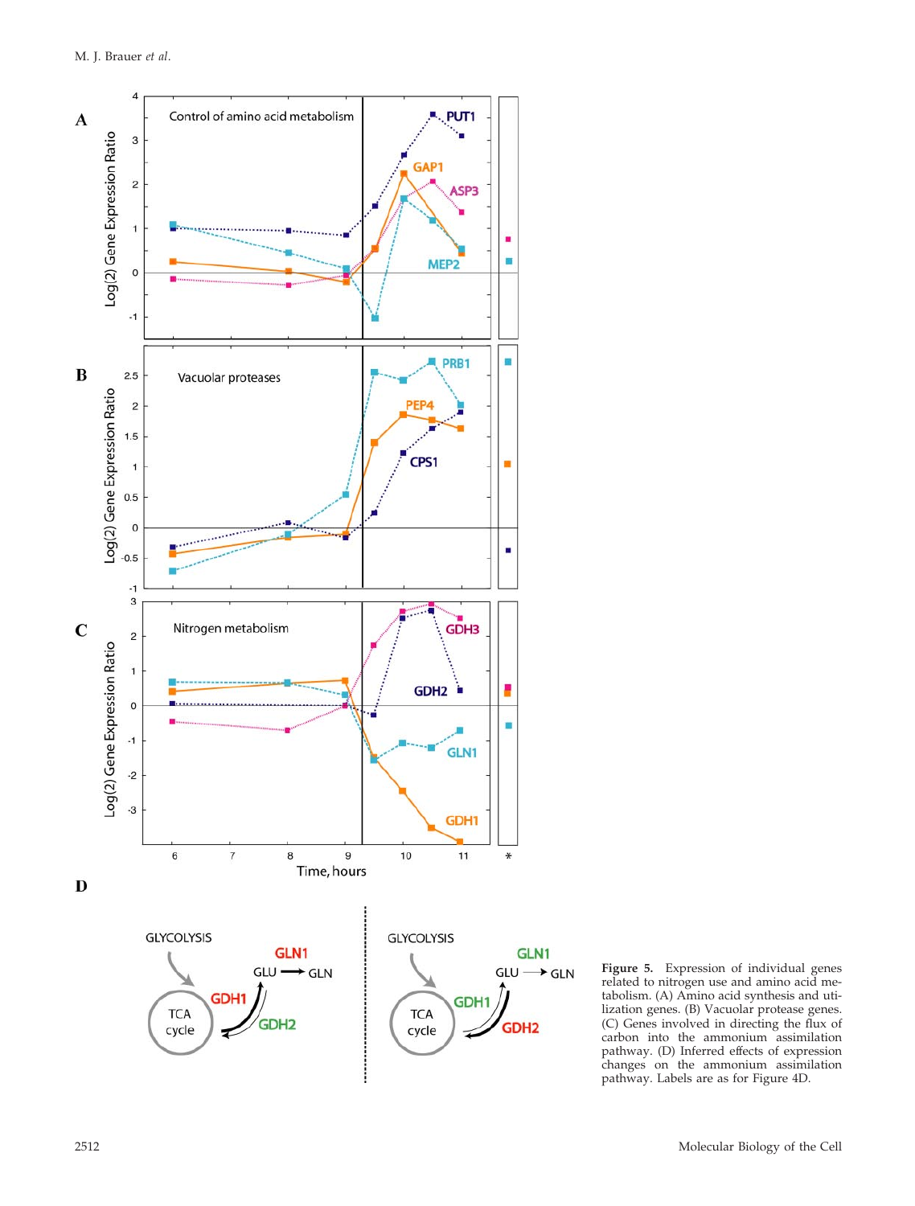**Figure 5.** Expression of individual genes related to nitrogen use and amino acid metabolism. (A) Amino acid synthesis and utilization genes. (B) Vacuolar protease genes. (C) Genes involved in directing the flux of carbon into the ammonium assimilation pathway. (D) Inferred effects of expression changes on the ammonium assimilation pathway. Labels are as for Figure 4D.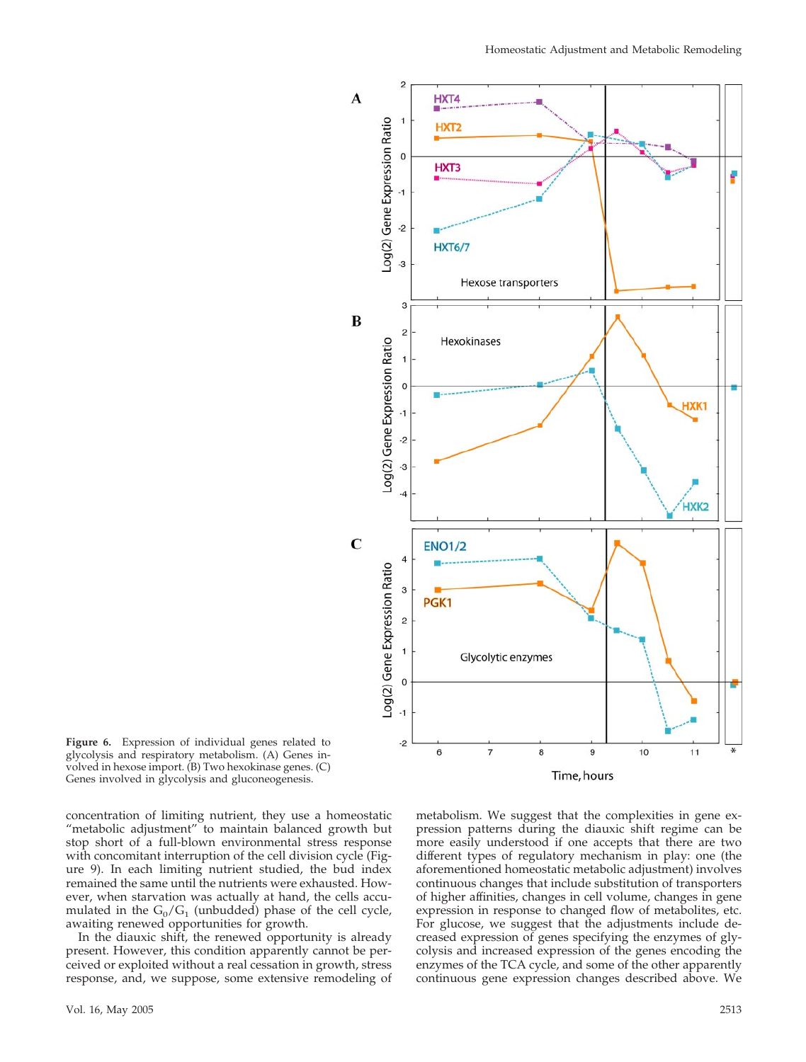**Figure 6.** Expression of individual genes related to glycolysis and respiratory metabolism. (A) Genes involved in hexose import. (B) Two hexokinase genes. (C) Genes involved in glycolysis and gluconeogenesis.

concentration of limiting nutrient, they use a homeostatic "metabolic adjustment" to maintain balanced growth but stop short of a full-blown environmental stress response with concomitant interruption of the cell division cycle (Figure 9). In each limiting nutrient studied, the bud index remained the same until the nutrients were exhausted. However, when starvation was actually at hand, the cells accumulated in the $G_0/G_1$ (unbudded) phase of the cell cycle, awaiting renewed opportunities for growth.

In the diauxic shift, the renewed opportunity is already present. However, this condition apparently cannot be perceived or exploited without a real cessation in growth, stress response, and, we suppose, some extensive remodeling of metabolism. We suggest that the complexities in gene expression patterns during the diauxic shift regime can be more easily understood if one accepts that there are two different types of regulatory mechanism in play: one (the aforementioned homeostatic metabolic adjustment) involves continuous changes that include substitution of transporters of higher affinities, changes in cell volume, changes in gene expression in response to changed flow of metabolites, etc. For glucose, we suggest that the adjustments include decreased expression of genes specifying the enzymes of glycolysis and increased expression of the genes encoding the enzymes of the TCA cycle, and some of the other apparently continuous gene expression changes described above. We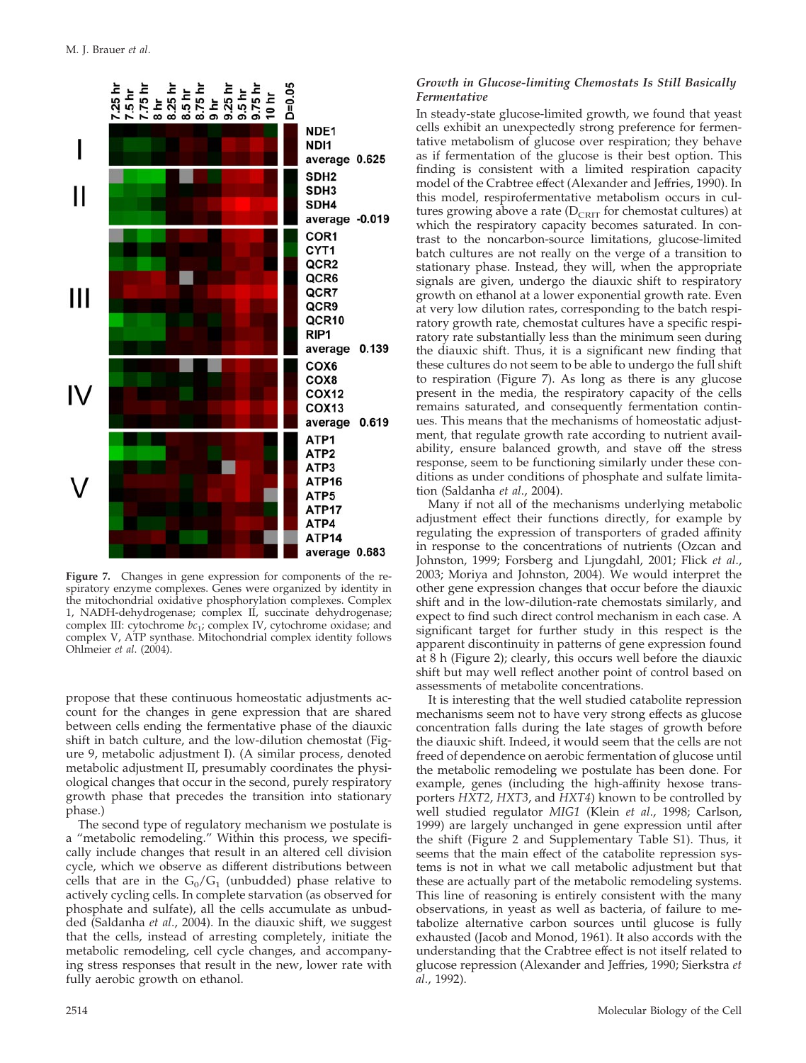7.25 hr
7.5 hr
7.75 hr
8 hr
8.25 hr
8.5 hr
8.75 hr
9 hr
9.25 hr
9.5 hr
9.75 hr
10 hr
D=0.05

I
NDE1
NDI1
average 0.625

II
SDH2
SDH3
SDH4
average -0.019

III
COR1
CYT1
QCR2
QCR6
QCR7
QCR9
QCR10
RIP1
average 0.139

IV
COX6
COX8
COX12
COX13
average 0.619

V
ATP1
ATP2
ATP3
ATP16
ATP5
ATP17
ATP4
ATP14
average 0.683

**Figure 7.** Changes in gene expression for components of the respiratory enzyme complexes. Genes were organized by identity in the mitochondrial oxidative phosphorylation complexes. Complex 1, NADH-dehydrogenase; complex II, succinate dehydrogenase; complex III: cytochrome $bc_1$; complex IV, cytochrome oxidase; and complex V, ATP synthase. Mitochondrial complex identity follows Ohlmeier *et al*. (2004).

propose that these continuous homeostatic adjustments account for the changes in gene expression that are shared between cells ending the fermentative phase of the diauxic shift in batch culture, and the low-dilution chemostat (Figure 9, metabolic adjustment I). (A similar process, denoted metabolic adjustment II, presumably coordinates the physiological changes that occur in the second, purely respiratory growth phase that precedes the transition into stationary phase.)

The second type of regulatory mechanism we postulate is a "metabolic remodeling." Within this process, we specifically include changes that result in an altered cell division cycle, which we observe as different distributions between cells that are in the $G_0/G_1$ (unbudded) phase relative to actively cycling cells. In complete starvation (as observed for phosphate and sulfate), all the cells accumulate as unbudded (Saldanha *et al*., 2004). In the diauxic shift, we suggest that the cells, instead of arresting completely, initiate the metabolic remodeling, cell cycle changes, and accompanying stress responses that result in the new, lower rate with fully aerobic growth on ethanol.

### *Growth in Glucose-limiting Chemostats Is Still Basically Fermentative*

In steady-state glucose-limited growth, we found that yeast cells exhibit an unexpectedly strong preference for fermentative metabolism of glucose over respiration; they behave as if fermentation of the glucose is their best option. This finding is consistent with a limited respiration capacity model of the Crabtree effect (Alexander and Jeffries, 1990). In this model, respirofermentative metabolism occurs in cultures growing above a rate ($D_{CRIT}$ for chemostat cultures) at which the respiratory capacity becomes saturated. In contrast to the noncarbon-source limitations, glucose-limited batch cultures are not really on the verge of a transition to stationary phase. Instead, they will, when the appropriate signals are given, undergo the diauxic shift to respiratory growth on ethanol at a lower exponential growth rate. Even at very low dilution rates, corresponding to the batch respiratory growth rate, chemostat cultures have a specific respiratory rate substantially less than the minimum seen during the diauxic shift. Thus, it is a significant new finding that these cultures do not seem to be able to undergo the full shift to respiration (Figure 7). As long as there is any glucose present in the media, the respiratory capacity of the cells remains saturated, and consequently fermentation continues. This means that the mechanisms of homeostatic adjustment, that regulate growth rate according to nutrient availability, ensure balanced growth, and stave off the stress response, seem to be functioning similarly under these conditions as under conditions of phosphate and sulfate limitation (Saldanha *et al*., 2004).

Many if not all of the mechanisms underlying metabolic adjustment effect their functions directly, for example by regulating the expression of transporters of graded affinity in response to the concentrations of nutrients (Ozcan and Johnston, 1999; Forsberg and Ljungdahl, 2001; Flick *et al*., 2003; Moriya and Johnston, 2004). We would interpret the other gene expression changes that occur before the diauxic shift and in the low-dilution-rate chemostats similarly, and expect to find such direct control mechanism in each case. A significant target for further study in this respect is the apparent discontinuity in patterns of gene expression found at 8 h (Figure 2); clearly, this occurs well before the diauxic shift but may well reflect another point of control based on assessments of metabolite concentrations.

It is interesting that the well studied catabolite repression mechanisms seem not to have very strong effects as glucose concentration falls during the late stages of growth before the diauxic shift. Indeed, it would seem that the cells are not freed of dependence on aerobic fermentation of glucose until the metabolic remodeling we postulate has been done. For example, genes (including the high-affinity hexose transporters *HXT2*, *HXT3*, and *HXT4*) known to be controlled by well studied regulator *MIG1* (Klein *et al*., 1998; Carlson, 1999) are largely unchanged in gene expression until after the shift (Figure 2 and Supplementary Table S1). Thus, it seems that the main effect of the catabolite repression systems is not in what we call metabolic adjustment but that these are actually part of the metabolic remodeling systems. This line of reasoning is entirely consistent with the many observations, in yeast as well as bacteria, of failure to metabolize alternative carbon sources until glucose is fully exhausted (Jacob and Monod, 1961). It also accords with the understanding that the Crabtree effect is not itself related to glucose repression (Alexander and Jeffries, 1990; Sierkstra *et al*., 1992).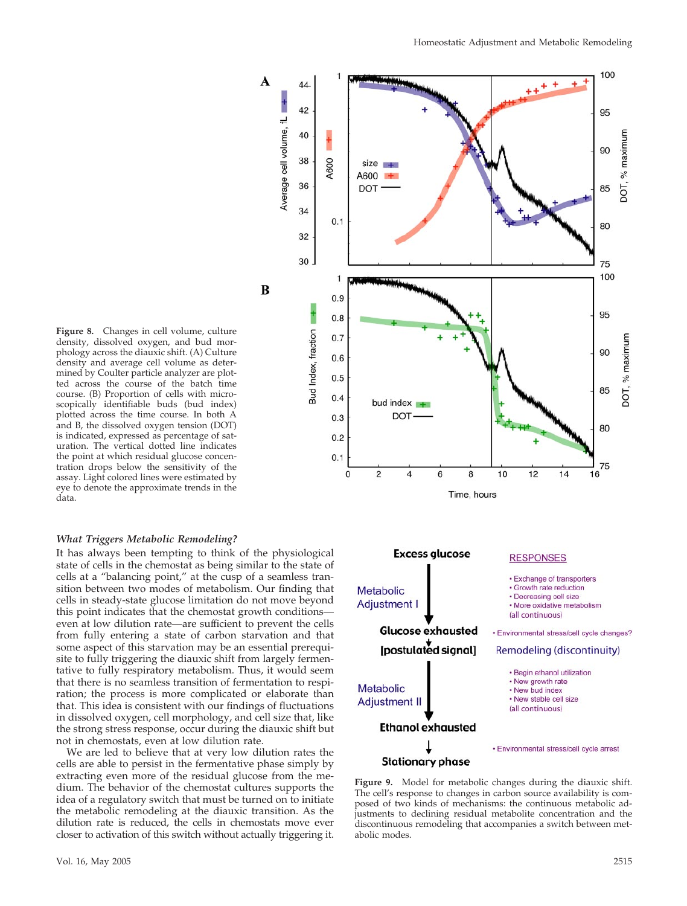Figure 8. Changes in cell volume, culture density, dissolved oxygen, and bud morphology across the diauxic shift. (A) Culture density and average cell volume as determined by Coulter particle analyzer are plotted across the course of the batch time course. (B) Proportion of cells with microscopically identifiable buds (bud index) plotted across the time course. In both A and B, the dissolved oxygen tension (DOT) is indicated, expressed as percentage of saturation. The vertical dotted line indicates the point at which residual glucose concentration drops below the sensitivity of the assay. Light colored lines were estimated by eye to denote the approximate trends in the data.

### *What Triggers Metabolic Remodeling?*

It has always been tempting to think of the physiological state of cells in the chemostat as being similar to the state of cells at a "balancing point," at the cusp of a seamless transition between two modes of metabolism. Our finding that cells in steady-state glucose limitation do not move beyond this point indicates that the chemostat growth conditions—even at low dilution rate—are sufficient to prevent the cells from fully entering a state of carbon starvation and that some aspect of this starvation may be an essential prerequisite to fully triggering the diauxic shift from largely fermentative to fully respiratory metabolism. Thus, it would seem that there is no seamless transition of fermentation to respiration; the process is more complicated or elaborate than that. This idea is consistent with our findings of fluctuations in dissolved oxygen, cell morphology, and cell size that, like the strong stress response, occur during the diauxic shift but not in chemostats, even at low dilution rate.

We are led to believe that at very low dilution rates the cells are able to persist in the fermentative phase simply by extracting even more of the residual glucose from the medium. The behavior of the chemostat cultures supports the idea of a regulatory switch that must be turned on to initiate the metabolic remodeling at the diauxic transition. As the dilution rate is reduced, the cells in chemostats move ever closer to activation of this switch without actually triggering it.

Figure 9. Model for metabolic changes during the diauxic shift. The cell's response to changes in carbon source availability is composed of two kinds of mechanisms: the continuous metabolic adjustments to declining residual metabolite concentration and the discontinuous remodeling that accompanies a switch between metabolic modes.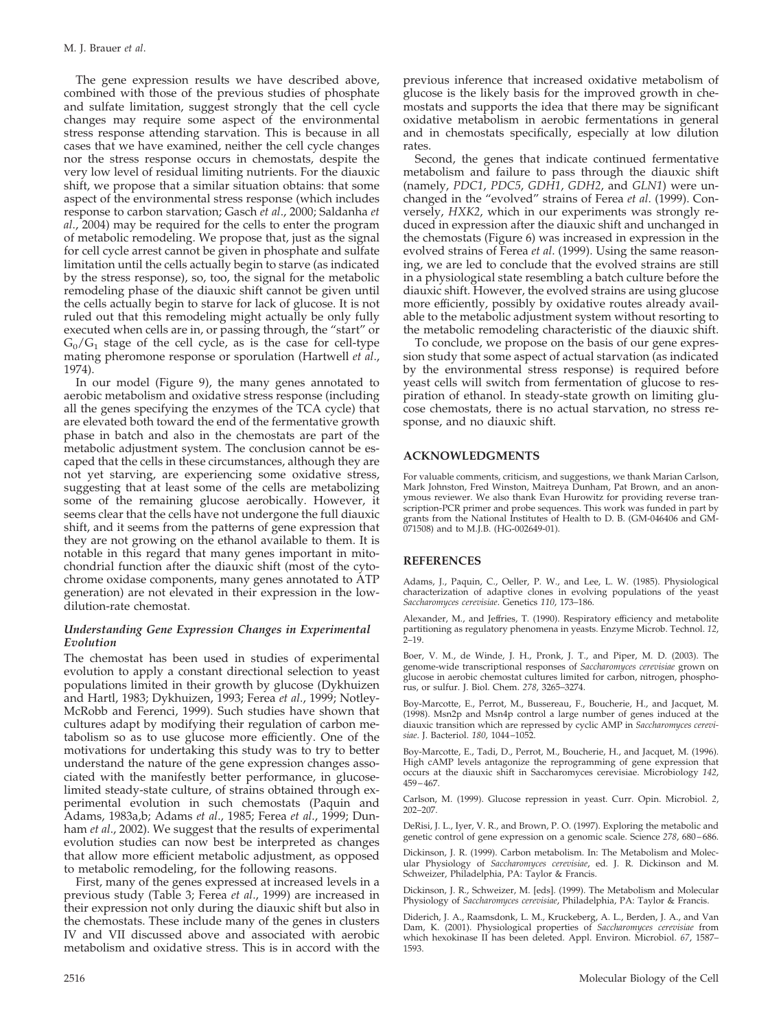The gene expression results we have described above, combined with those of the previous studies of phosphate and sulfate limitation, suggest strongly that the cell cycle changes may require some aspect of the environmental stress response attending starvation. This is because in all cases that we have examined, neither the cell cycle changes nor the stress response occurs in chemostats, despite the very low level of residual limiting nutrients. For the diauxic shift, we propose that a similar situation obtains: that some aspect of the environmental stress response (which includes response to carbon starvation; Gasch *et al.*, 2000; Saldanha *et al.*, 2004) may be required for the cells to enter the program of metabolic remodeling. We propose that, just as the signal for cell cycle arrest cannot be given in phosphate and sulfate limitation until the cells actually begin to starve (as indicated by the stress response), so, too, the signal for the metabolic remodeling phase of the diauxic shift cannot be given until the cells actually begin to starve for lack of glucose. It is not ruled out that this remodeling might actually be only fully executed when cells are in, or passing through, the "start" or $G_0/G_1$ stage of the cell cycle, as is the case for cell-type mating pheromone response or sporulation (Hartwell *et al.*, 1974).

In our model (Figure 9), the many genes annotated to aerobic metabolism and oxidative stress response (including all the genes specifying the enzymes of the TCA cycle) that are elevated both toward the end of the fermentative growth phase in batch and also in the chemostats are part of the metabolic adjustment system. The conclusion cannot be escaped that the cells in these circumstances, although they are not yet starving, are experiencing some oxidative stress, suggesting that at least some of the cells are metabolizing some of the remaining glucose aerobically. However, it seems clear that the cells have not undergone the full diauxic shift, and it seems from the patterns of gene expression that they are not growing on the ethanol available to them. It is notable in this regard that many genes important in mitochondrial function after the diauxic shift (most of the cytochrome oxidase components, many genes annotated to ATP generation) are not elevated in their expression in the low-dilution-rate chemostat.

### *Understanding Gene Expression Changes in Experimental Evolution*

The chemostat has been used in studies of experimental evolution to apply a constant directional selection to yeast populations limited in their growth by glucose (Dykhuizen and Hartl, 1983; Dykhuizen, 1993; Ferea *et al.*, 1999; Notley-McRobb and Ferenci, 1999). Such studies have shown that cultures adapt by modifying their regulation of carbon metabolism so as to use glucose more efficiently. One of the motivations for undertaking this study was to try to better understand the nature of the gene expression changes associated with the manifestly better performance, in glucose-limited steady-state culture, of strains obtained through experimental evolution in such chemostats (Paquin and Adams, 1983a,b; Adams *et al.*, 1985; Ferea *et al.*, 1999; Dunham *et al.*, 2002). We suggest that the results of experimental evolution studies can now best be interpreted as changes that allow more efficient metabolic adjustment, as opposed to metabolic remodeling, for the following reasons.

First, many of the genes expressed at increased levels in a previous study (Table 3; Ferea *et al.*, 1999) are increased in their expression not only during the diauxic shift but also in the chemostats. These include many of the genes in clusters IV and VII discussed above and associated with aerobic metabolism and oxidative stress. This is in accord with the previous inference that increased oxidative metabolism of glucose is the likely basis for the improved growth in chemostats and supports the idea that there may be significant oxidative metabolism in aerobic fermentations in general and in chemostats specifically, especially at low dilution rates.

Second, the genes that indicate continued fermentative metabolism and failure to pass through the diauxic shift (namely, *PDC1*, *PDC5*, *GDH1*, *GDH2*, and *GLN1*) were unchanged in the "evolved" strains of Ferea *et al.* (1999). Conversely, *HXK2*, which in our experiments was strongly reduced in expression after the diauxic shift and unchanged in the chemostats (Figure 6) was increased in expression in the evolved strains of Ferea *et al.* (1999). Using the same reasoning, we are led to conclude that the evolved strains are still in a physiological state resembling a batch culture before the diauxic shift. However, the evolved strains are using glucose more efficiently, possibly by oxidative routes already available to the metabolic adjustment system without resorting to the metabolic remodeling characteristic of the diauxic shift.

To conclude, we propose on the basis of our gene expression study that some aspect of actual starvation (as indicated by the environmental stress response) is required before yeast cells will switch from fermentation of glucose to respiration of ethanol. In steady-state growth on limiting glucose chemostats, there is no actual starvation, no stress response, and no diauxic shift.

## ACKNOWLEDGMENTS

For valuable comments, criticism, and suggestions, we thank Marian Carlson, Mark Johnston, Fred Winston, Maitreya Dunham, Pat Brown, and an anonymous reviewer. We also thank Evan Hurowitz for providing reverse transcription-PCR primer and probe sequences. This work was funded in part by grants from the National Institutes of Health to D. B. (GM-046406 and GM-071508) and to M.J.B. (HG-002649-01).

## REFERENCES

Adams, J., Paquin, C., Oeller, P. W., and Lee, L. W. (1985). Physiological characterization of adaptive clones in evolving populations of the yeast *Saccharomyces cerevisiae*. Genetics *110*, 173–186.

Alexander, M., and Jeffries, T. (1990). Respiratory efficiency and metabolite partitioning as regulatory phenomena in yeasts. Enzyme Microb. Technol. *12*, 2–19.

Boer, V. M., de Winde, J. H., Pronk, J. T., and Piper, M. D. (2003). The genome-wide transcriptional responses of *Saccharomyces cerevisiae* grown on glucose in aerobic chemostat cultures limited for carbon, nitrogen, phosphorus, or sulfur. J. Biol. Chem. *278*, 3265–3274.

Boy-Marcotte, E., Perrot, M., Bussereau, F., Boucherie, H., and Jacquet, M. (1998). Msn2p and Msn4p control a large number of genes induced at the diauxic transition which are repressed by cyclic AMP in *Saccharomyces cerevisiae*. J. Bacteriol. *180*, 1044–1052.

Boy-Marcotte, E., Tadi, D., Perrot, M., Boucherie, H., and Jacquet, M. (1996). High cAMP levels antagonize the reprogramming of gene expression that occurs at the diauxic shift in Saccharomyces cerevisiae. Microbiology *142*, 459–467.

Carlson, M. (1999). Glucose repression in yeast. Curr. Opin. Microbiol. *2*, 202–207.

DeRisi, J. L., Iyer, V. R., and Brown, P. O. (1997). Exploring the metabolic and genetic control of gene expression on a genomic scale. Science *278*, 680–686.

Dickinson, J. R. (1999). Carbon metabolism. In: The Metabolism and Molecular Physiology of *Saccharomyces cerevisiae*, ed. J. R. Dickinson and M. Schweizer, Philadelphia, PA: Taylor & Francis.

Dickinson, J. R., Schweizer, M. [eds]. (1999). The Metabolism and Molecular Physiology of *Saccharomyces cerevisiae*, Philadelphia, PA: Taylor & Francis.

Diderich, J. A., Raamsdonk, L. M., Kruckeberg, A. L., Berden, J. A., and Van Dam, K. (2001). Physiological properties of *Saccharomyces cerevisiae* from which hexokinase II has been deleted. Appl. Environ. Microbiol. *67*, 1587–1593.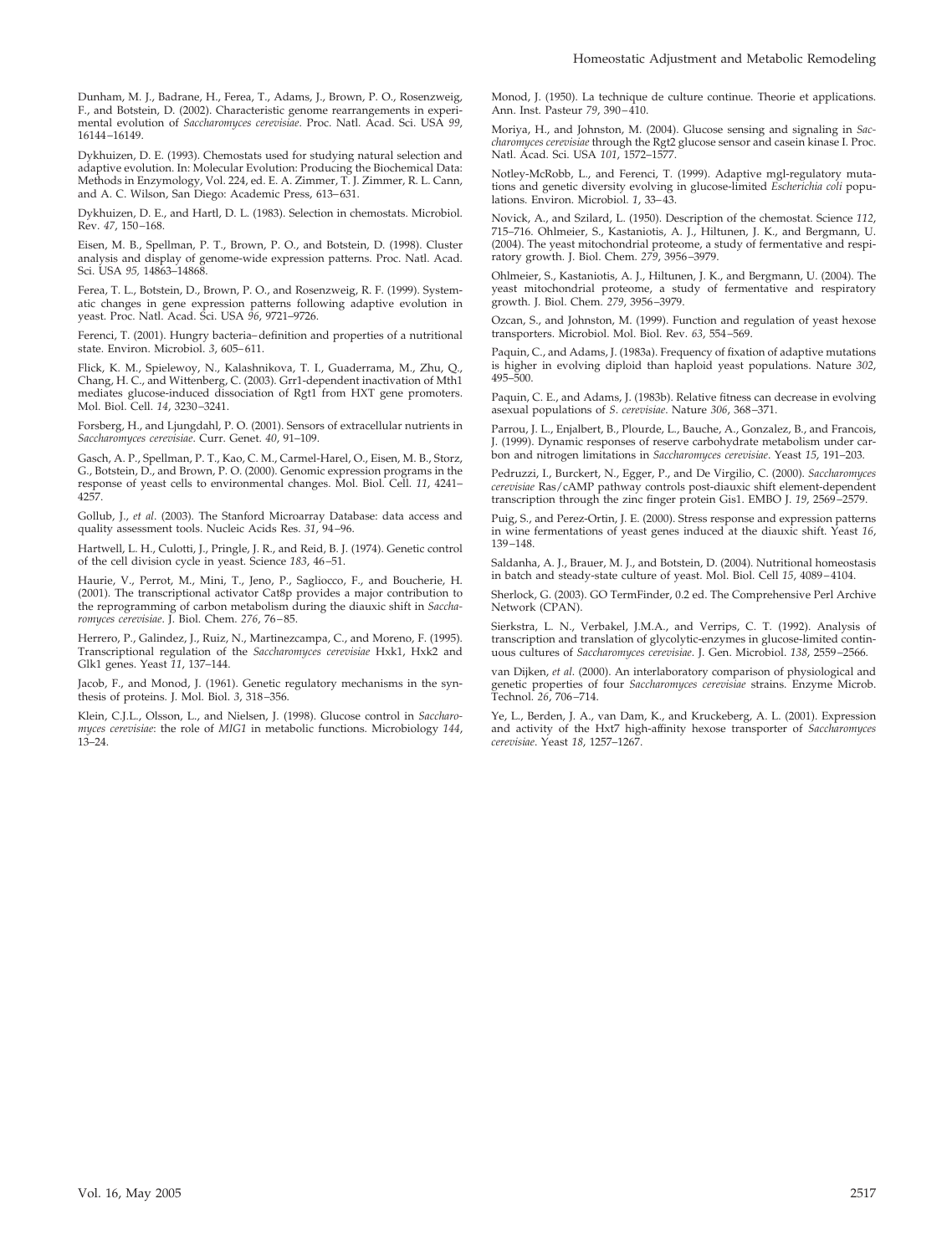Dunham, M. J., Badrane, H., Ferea, T., Adams, J., Brown, P. O., Rosenzweig, F., and Botstein, D. (2002). Characteristic genome rearrangements in experimental evolution of *Saccharomyces cerevisiae*. Proc. Natl. Acad. Sci. USA *99*, 16144–16149.

Dykhuizen, D. E. (1993). Chemostats used for studying natural selection and adaptive evolution. In: Molecular Evolution: Producing the Biochemical Data: Methods in Enzymology, Vol. 224, ed. E. A. Zimmer, T. J. Zimmer, R. L. Cann, and A. C. Wilson, San Diego: Academic Press, 613–631.

Dykhuizen, D. E., and Hartl, D. L. (1983). Selection in chemostats. Microbiol. Rev. *47*, 150–168.

Eisen, M. B., Spellman, P. T., Brown, P. O., and Botstein, D. (1998). Cluster analysis and display of genome-wide expression patterns. Proc. Natl. Acad. Sci. USA *95*, 14863–14868.

Ferea, T. L., Botstein, D., Brown, P. O., and Rosenzweig, R. F. (1999). Systematic changes in gene expression patterns following adaptive evolution in yeast. Proc. Natl. Acad. Sci. USA *96*, 9721–9726.

Ferenci, T. (2001). Hungry bacteria–definition and properties of a nutritional state. Environ. Microbiol. *3*, 605–611.

Flick, K. M., Spielewoy, N., Kalashnikova, T. I., Guaderrama, M., Zhu, Q., Chang, H. C., and Wittenberg, C. (2003). Grr1-dependent inactivation of Mth1 mediates glucose-induced dissociation of Rgt1 from HXT gene promoters. Mol. Biol. Cell. *14*, 3230–3241.

Forsberg, H., and Ljungdahl, P. O. (2001). Sensors of extracellular nutrients in *Saccharomyces cerevisiae*. Curr. Genet. *40*, 91–109.

Gasch, A. P., Spellman, P. T., Kao, C. M., Carmel-Harel, O., Eisen, M. B., Storz, G., Botstein, D., and Brown, P. O. (2000). Genomic expression programs in the response of yeast cells to environmental changes. Mol. Biol. Cell. *11*, 4241–4257.

Gollub, J., *et al*. (2003). The Stanford Microarray Database: data access and quality assessment tools. Nucleic Acids Res. *31*, 94–96.

Hartwell, L. H., Culotti, J., Pringle, J. R., and Reid, B. J. (1974). Genetic control of the cell division cycle in yeast. Science *183*, 46–51.

Haurie, V., Perrot, M., Mini, T., Jeno, P., Sagliocco, F., and Boucherie, H. (2001). The transcriptional activator Cat8p provides a major contribution to the reprogramming of carbon metabolism during the diauxic shift in *Saccharomyces cerevisiae*. J. Biol. Chem. *276*, 76–85.

Herrero, P., Galindez, J., Ruiz, N., Martinezcampa, C., and Moreno, F. (1995). Transcriptional regulation of the *Saccharomyces cerevisiae* Hxk1, Hxk2 and Glk1 genes. Yeast *11*, 137–144.

Jacob, F., and Monod, J. (1961). Genetic regulatory mechanisms in the synthesis of proteins. J. Mol. Biol. *3*, 318–356.

Klein, C.J.L., Olsson, L., and Nielsen, J. (1998). Glucose control in *Saccharomyces cerevisiae*: the role of *MIG1* in metabolic functions. Microbiology *144*, 13–24.

Monod, J. (1950). La technique de culture continue. Theorie et applications. Ann. Inst. Pasteur *79*, 390–410.

Moriya, H., and Johnston, M. (2004). Glucose sensing and signaling in *Saccharomyces cerevisiae* through the Rgt2 glucose sensor and casein kinase I. Proc. Natl. Acad. Sci. USA *101*, 1572–1577.

Notley-McRobb, L., and Ferenci, T. (1999). Adaptive mgl-regulatory mutations and genetic diversity evolving in glucose-limited *Escherichia coli* populations. Environ. Microbiol. *1*, 33–43.

Novick, A., and Szilard, L. (1950). Description of the chemostat. Science *112*, 715–716. Ohlmeier, S., Kastaniotis, A. J., Hiltunen, J. K., and Bergmann, U. (2004). The yeast mitochondrial proteome, a study of fermentative and respiratory growth. J. Biol. Chem. *279*, 3956–3979.

Ohlmeier, S., Kastaniotis, A. J., Hiltunen, J. K., and Bergmann, U. (2004). The yeast mitochondrial proteome, a study of fermentative and respiratory growth. J. Biol. Chem. *279*, 3956–3979.

Ozcan, S., and Johnston, M. (1999). Function and regulation of yeast hexose transporters. Microbiol. Mol. Biol. Rev. *63*, 554–569.

Paquin, C., and Adams, J. (1983a). Frequency of fixation of adaptive mutations is higher in evolving diploid than haploid yeast populations. Nature *302*, 495–500.

Paquin, C. E., and Adams, J. (1983b). Relative fitness can decrease in evolving asexual populations of *S. cerevisiae*. Nature *306*, 368–371.

Parrou, J. L., Enjalbert, B., Plourde, L., Bauche, A., Gonzalez, B., and Francois, J. (1999). Dynamic responses of reserve carbohydrate metabolism under carbon and nitrogen limitations in *Saccharomyces cerevisiae*. Yeast *15*, 191–203.

Pedruzzi, I., Burckert, N., Egger, P., and De Virgilio, C. (2000). *Saccharomyces cerevisiae* Ras/cAMP pathway controls post-diauxic shift element-dependent transcription through the zinc finger protein Gis1. EMBO J. *19*, 2569–2579.

Puig, S., and Perez-Ortin, J. E. (2000). Stress response and expression patterns in wine fermentations of yeast genes induced at the diauxic shift. Yeast *16*, 139–148.

Saldanha, A. J., Brauer, M. J., and Botstein, D. (2004). Nutritional homeostasis in batch and steady-state culture of yeast. Mol. Biol. Cell *15*, 4089–4104.

Sherlock, G. (2003). GO TermFinder, 0.2 ed. The Comprehensive Perl Archive Network (CPAN).

Sierkstra, L. N., Verbakel, J.M.A., and Verrips, C. T. (1992). Analysis of transcription and translation of glycolytic-enzymes in glucose-limited continuous cultures of *Saccharomyces cerevisiae*. J. Gen. Microbiol. *138*, 2559–2566.

van Dijken, *et al*. (2000). An interlaboratory comparison of physiological and genetic properties of four *Saccharomyces cerevisiae* strains. Enzyme Microb. Technol. *26*, 706–714.

Ye, L., Berden, J. A., van Dam, K., and Kruckeberg, A. L. (2001). Expression and activity of the Hxt7 high-affinity hexose transporter of *Saccharomyces cerevisiae*. Yeast *18*, 1257–1267.